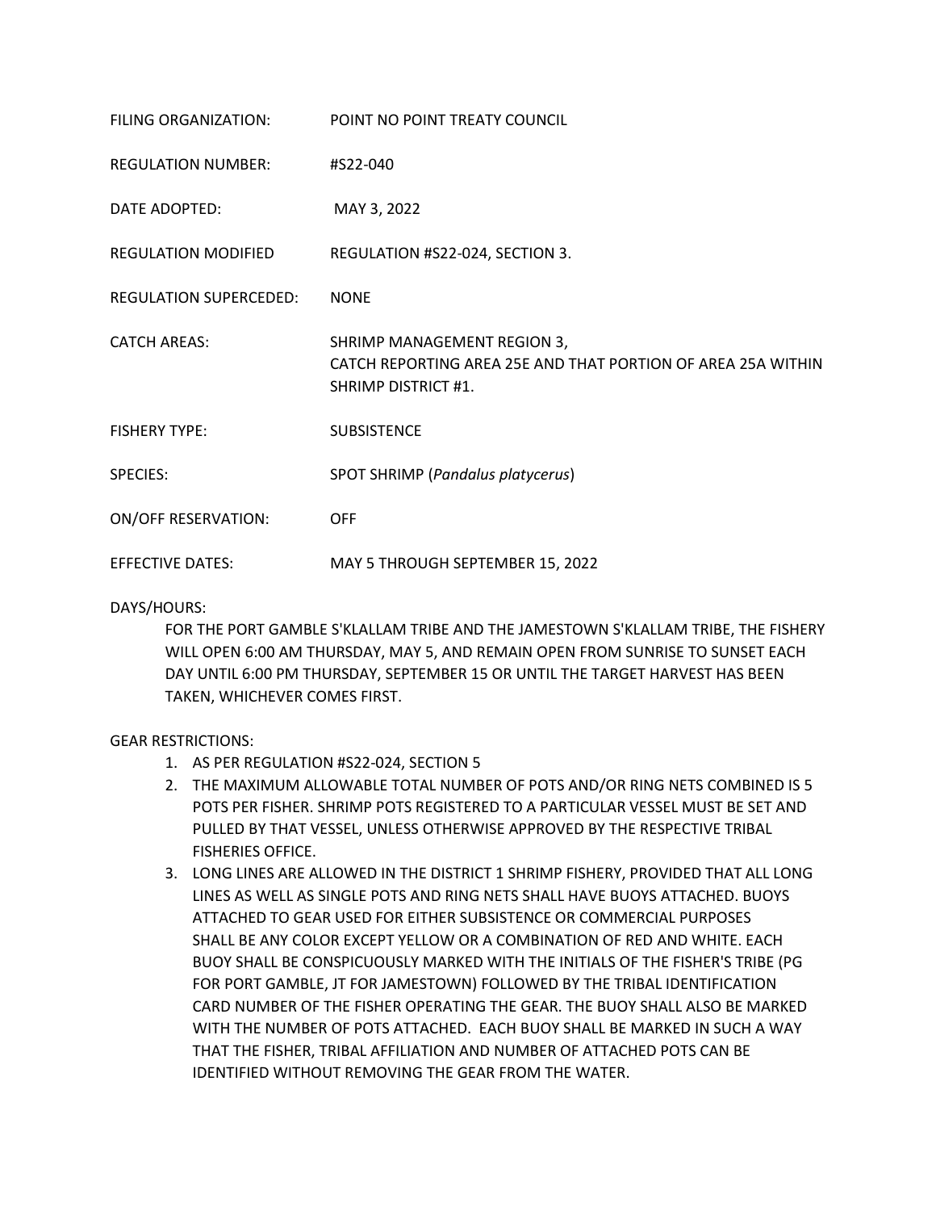| | |
|---|---|
| FILING ORGANIZATION: | POINT NO POINT TREATY COUNCIL |
| REGULATION NUMBER: | #S22-040 |
| DATE ADOPTED: | MAY 3, 2022 |
| REGULATION MODIFIED | REGULATION #S22-024, SECTION 3. |
| REGULATION SUPERCEDED: | NONE |
| CATCH AREAS: | SHRIMP MANAGEMENT REGION 3, CATCH REPORTING AREA 25E AND THAT PORTION OF AREA 25A WITHIN SHRIMP DISTRICT #1. |
| FISHERY TYPE: | SUBSISTENCE |
| SPECIES: | SPOT SHRIMP (*Pandalus platycerus*) |
| ON/OFF RESERVATION: | OFF |
| EFFECTIVE DATES: | MAY 5 THROUGH SEPTEMBER 15, 2022 |

DAYS/HOURS:

FOR THE PORT GAMBLE S'KLALLAM TRIBE AND THE JAMESTOWN S'KLALLAM TRIBE, THE FISHERY WILL OPEN 6:00 AM THURSDAY, MAY 5, AND REMAIN OPEN FROM SUNRISE TO SUNSET EACH DAY UNTIL 6:00 PM THURSDAY, SEPTEMBER 15 OR UNTIL THE TARGET HARVEST HAS BEEN TAKEN, WHICHEVER COMES FIRST.

GEAR RESTRICTIONS:

1. AS PER REGULATION #S22-024, SECTION 5
2. THE MAXIMUM ALLOWABLE TOTAL NUMBER OF POTS AND/OR RING NETS COMBINED IS 5 POTS PER FISHER. SHRIMP POTS REGISTERED TO A PARTICULAR VESSEL MUST BE SET AND PULLED BY THAT VESSEL, UNLESS OTHERWISE APPROVED BY THE RESPECTIVE TRIBAL FISHERIES OFFICE.
3. LONG LINES ARE ALLOWED IN THE DISTRICT 1 SHRIMP FISHERY, PROVIDED THAT ALL LONG LINES AS WELL AS SINGLE POTS AND RING NETS SHALL HAVE BUOYS ATTACHED. BUOYS ATTACHED TO GEAR USED FOR EITHER SUBSISTENCE OR COMMERCIAL PURPOSES SHALL BE ANY COLOR EXCEPT YELLOW OR A COMBINATION OF RED AND WHITE. EACH BUOY SHALL BE CONSPICUOUSLY MARKED WITH THE INITIALS OF THE FISHER'S TRIBE (PG FOR PORT GAMBLE, JT FOR JAMESTOWN) FOLLOWED BY THE TRIBAL IDENTIFICATION CARD NUMBER OF THE FISHER OPERATING THE GEAR. THE BUOY SHALL ALSO BE MARKED WITH THE NUMBER OF POTS ATTACHED. EACH BUOY SHALL BE MARKED IN SUCH A WAY THAT THE FISHER, TRIBAL AFFILIATION AND NUMBER OF ATTACHED POTS CAN BE IDENTIFIED WITHOUT REMOVING THE GEAR FROM THE WATER.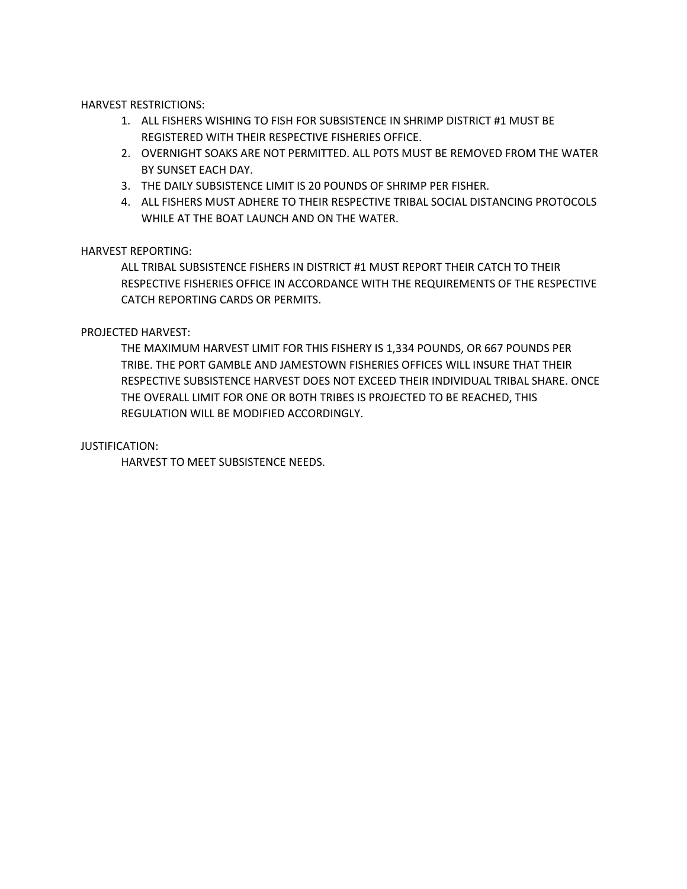HARVEST RESTRICTIONS:

1. ALL FISHERS WISHING TO FISH FOR SUBSISTENCE IN SHRIMP DISTRICT #1 MUST BE REGISTERED WITH THEIR RESPECTIVE FISHERIES OFFICE.
2. OVERNIGHT SOAKS ARE NOT PERMITTED. ALL POTS MUST BE REMOVED FROM THE WATER BY SUNSET EACH DAY.
3. THE DAILY SUBSISTENCE LIMIT IS 20 POUNDS OF SHRIMP PER FISHER.
4. ALL FISHERS MUST ADHERE TO THEIR RESPECTIVE TRIBAL SOCIAL DISTANCING PROTOCOLS WHILE AT THE BOAT LAUNCH AND ON THE WATER.

HARVEST REPORTING:

ALL TRIBAL SUBSISTENCE FISHERS IN DISTRICT #1 MUST REPORT THEIR CATCH TO THEIR RESPECTIVE FISHERIES OFFICE IN ACCORDANCE WITH THE REQUIREMENTS OF THE RESPECTIVE CATCH REPORTING CARDS OR PERMITS.

PROJECTED HARVEST:

THE MAXIMUM HARVEST LIMIT FOR THIS FISHERY IS 1,334 POUNDS, OR 667 POUNDS PER TRIBE. THE PORT GAMBLE AND JAMESTOWN FISHERIES OFFICES WILL INSURE THAT THEIR RESPECTIVE SUBSISTENCE HARVEST DOES NOT EXCEED THEIR INDIVIDUAL TRIBAL SHARE. ONCE THE OVERALL LIMIT FOR ONE OR BOTH TRIBES IS PROJECTED TO BE REACHED, THIS REGULATION WILL BE MODIFIED ACCORDINGLY.

JUSTIFICATION:

HARVEST TO MEET SUBSISTENCE NEEDS.